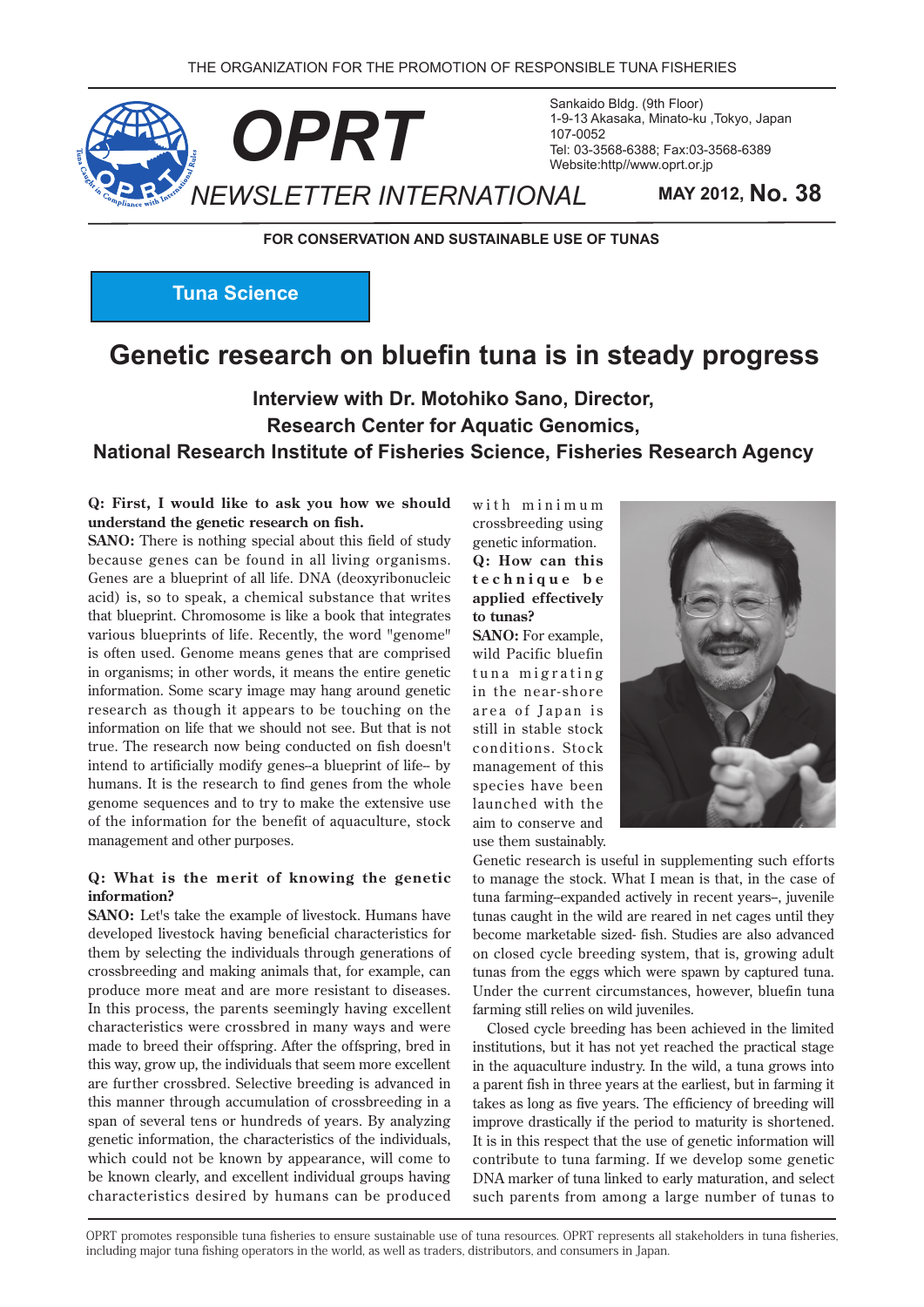THE ORGANIZATION FOR THE PROMOTION OF RESPONSIBLE TUNA FISHERIES

# OPRT NEWSLETTER INTERNATIONAL

Sankaido Bldg. (9th Floor)
1-9-13 Akasaka, Minato-ku ,Tokyo, Japan
107-0052
Tel: 03-3568-6388; Fax:03-3568-6389
Website:http//www.oprt.or.jp

**MAY 2012, No. 38**

**FOR CONSERVATION AND SUSTAINABLE USE OF TUNAS**

**Tuna Science**

## Genetic research on bluefin tuna is in steady progress

### Interview with Dr. Motohiko Sano, Director, Research Center for Aquatic Genomics, National Research Institute of Fisheries Science, Fisheries Research Agency

**Q: First, I would like to ask you how we should understand the genetic research on fish.**

**SANO:** There is nothing special about this field of study because genes can be found in all living organisms. Genes are a blueprint of all life. DNA (deoxyribonucleic acid) is, so to speak, a chemical substance that writes that blueprint. Chromosome is like a book that integrates various blueprints of life. Recently, the word "genome" is often used. Genome means genes that are comprised in organisms; in other words, it means the entire genetic information. Some scary image may hang around genetic research as though it appears to be touching on the information on life that we should not see. But that is not true. The research now being conducted on fish doesn't intend to artificially modify genes–a blueprint of life– by humans. It is the research to find genes from the whole genome sequences and to try to make the extensive use of the information for the benefit of aquaculture, stock management and other purposes.

**Q: What is the merit of knowing the genetic information?**

**SANO:** Let's take the example of livestock. Humans have developed livestock having beneficial characteristics for them by selecting the individuals through generations of crossbreeding and making animals that, for example, can produce more meat and are more resistant to diseases. In this process, the parents seemingly having excellent characteristics were crossbred in many ways and were made to breed their offspring. After the offspring, bred in this way, grow up, the individuals that seem more excellent are further crossbred. Selective breeding is advanced in this manner through accumulation of crossbreeding in a span of several tens or hundreds of years. By analyzing genetic information, the characteristics of the individuals, which could not be known by appearance, will come to be known clearly, and excellent individual groups having characteristics desired by humans can be produced with minimum crossbreeding using genetic information.

**Q: How can this technique be applied effectively to tunas?**

**SANO:** For example, wild Pacific bluefin tuna migrating in the near-shore area of Japan is still in stable stock conditions. Stock management of this species have been launched with the aim to conserve and use them sustainably. Genetic research is useful in supplementing such efforts to manage the stock. What I mean is that, in the case of tuna farming–expanded actively in recent years–, juvenile tunas caught in the wild are reared in net cages until they become marketable sized- fish. Studies are also advanced on closed cycle breeding system, that is, growing adult tunas from the eggs which were spawn by captured tuna. Under the current circumstances, however, bluefin tuna farming still relies on wild juveniles.

Closed cycle breeding has been achieved in the limited institutions, but it has not yet reached the practical stage in the aquaculture industry. In the wild, a tuna grows into a parent fish in three years at the earliest, but in farming it takes as long as five years. The efficiency of breeding will improve drastically if the period to maturity is shortened. It is in this respect that the use of genetic information will contribute to tuna farming. If we develop some genetic DNA marker of tuna linked to early maturation, and select such parents from among a large number of tunas to

OPRT promotes responsible tuna fisheries to ensure sustainable use of tuna resources. OPRT represents all stakeholders in tuna fisheries, including major tuna fishing operators in the world, as well as traders, distributors, and consumers in Japan.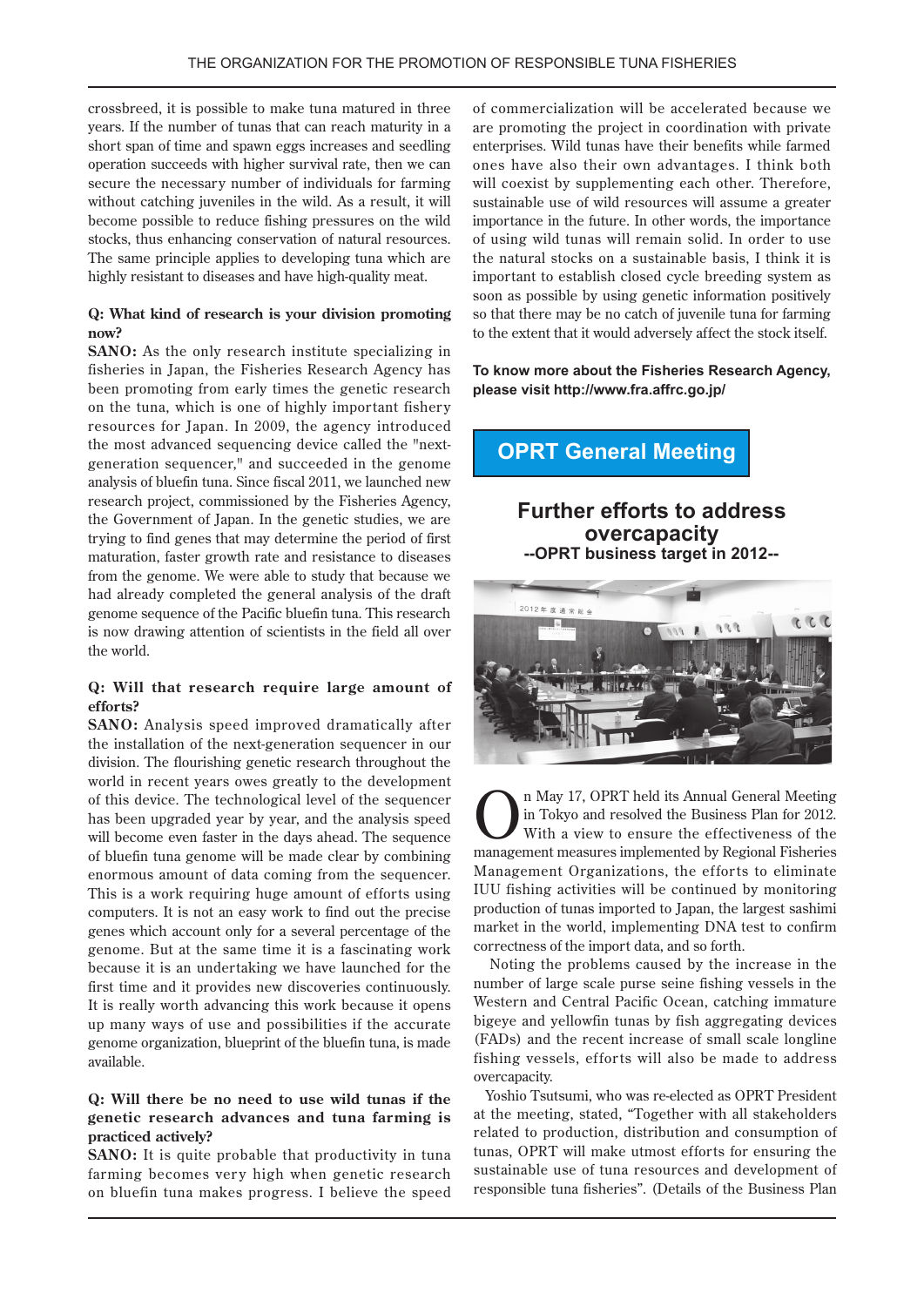crossbreed, it is possible to make tuna matured in three years. If the number of tunas that can reach maturity in a short span of time and spawn eggs increases and seedling operation succeeds with higher survival rate, then we can secure the necessary number of individuals for farming without catching juveniles in the wild. As a result, it will become possible to reduce fishing pressures on the wild stocks, thus enhancing conservation of natural resources. The same principle applies to developing tuna which are highly resistant to diseases and have high-quality meat.

**Q: What kind of research is your division promoting now?**

**SANO:** As the only research institute specializing in fisheries in Japan, the Fisheries Research Agency has been promoting from early times the genetic research on the tuna, which is one of highly important fishery resources for Japan. In 2009, the agency introduced the most advanced sequencing device called the "next-generation sequencer," and succeeded in the genome analysis of bluefin tuna. Since fiscal 2011, we launched new research project, commissioned by the Fisheries Agency, the Government of Japan. In the genetic studies, we are trying to find genes that may determine the period of first maturation, faster growth rate and resistance to diseases from the genome. We were able to study that because we had already completed the general analysis of the draft genome sequence of the Pacific bluefin tuna. This research is now drawing attention of scientists in the field all over the world.

**Q: Will that research require large amount of efforts?**

**SANO:** Analysis speed improved dramatically after the installation of the next-generation sequencer in our division. The flourishing genetic research throughout the world in recent years owes greatly to the development of this device. The technological level of the sequencer has been upgraded year by year, and the analysis speed will become even faster in the days ahead. The sequence of bluefin tuna genome will be made clear by combining enormous amount of data coming from the sequencer. This is a work requiring huge amount of efforts using computers. It is not an easy work to find out the precise genes which account only for a several percentage of the genome. But at the same time it is a fascinating work because it is an undertaking we have launched for the first time and it provides new discoveries continuously. It is really worth advancing this work because it opens up many ways of use and possibilities if the accurate genome organization, blueprint of the bluefin tuna, is made available.

**Q: Will there be no need to use wild tunas if the genetic research advances and tuna farming is practiced actively?**

**SANO:** It is quite probable that productivity in tuna farming becomes very high when genetic research on bluefin tuna makes progress. I believe the speed of commercialization will be accelerated because we are promoting the project in coordination with private enterprises. Wild tunas have their benefits while farmed ones have also their own advantages. I think both will coexist by supplementing each other. Therefore, sustainable use of wild resources will assume a greater importance in the future. In other words, the importance of using wild tunas will remain solid. In order to use the natural stocks on a sustainable basis, I think it is important to establish closed cycle breeding system as soon as possible by using genetic information positively so that there may be no catch of juvenile tuna for farming to the extent that it would adversely affect the stock itself.

**To know more about the Fisheries Research Agency, please visit http://www.fra.affrc.go.jp/**

## OPRT General Meeting

### Further efforts to address overcapacity
**--OPRT business target in 2012--**

On May 17, OPRT held its Annual General Meeting in Tokyo and resolved the Business Plan for 2012. With a view to ensure the effectiveness of the management measures implemented by Regional Fisheries Management Organizations, the efforts to eliminate IUU fishing activities will be continued by monitoring production of tunas imported to Japan, the largest sashimi market in the world, implementing DNA test to confirm correctness of the import data, and so forth.

Noting the problems caused by the increase in the number of large scale purse seine fishing vessels in the Western and Central Pacific Ocean, catching immature bigeye and yellowfin tunas by fish aggregating devices (FADs) and the recent increase of small scale longline fishing vessels, efforts will also be made to address overcapacity.

Yoshio Tsutsumi, who was re-elected as OPRT President at the meeting, stated, "Together with all stakeholders related to production, distribution and consumption of tunas, OPRT will make utmost efforts for ensuring the sustainable use of tuna resources and development of responsible tuna fisheries". (Details of the Business Plan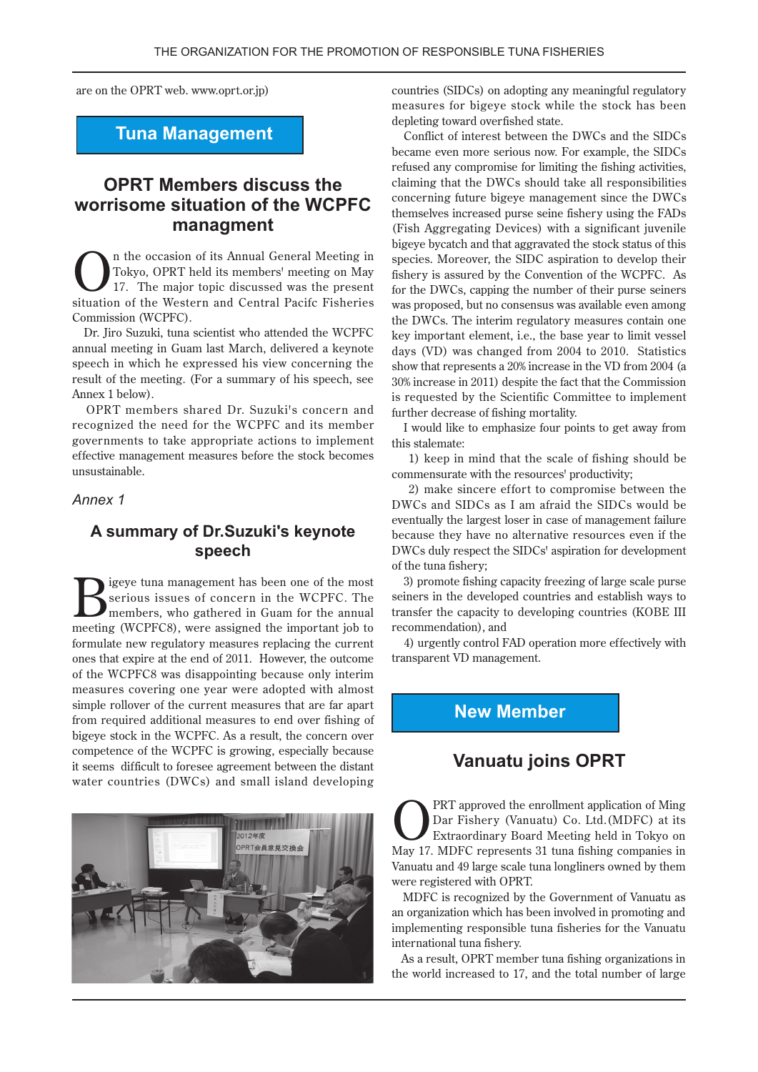are on the OPRT web. www.oprt.or.jp)

# Tuna Management

## OPRT Members discuss the worrisome situation of the WCPFC managment

On the occasion of its Annual General Meeting in Tokyo, OPRT held its members' meeting on May 17. The major topic discussed was the present situation of the Western and Central Pacifc Fisheries Commission (WCPFC).

Dr. Jiro Suzuki, tuna scientist who attended the WCPFC annual meeting in Guam last March, delivered a keynote speech in which he expressed his view concerning the result of the meeting. (For a summary of his speech, see Annex 1 below).

OPRT members shared Dr. Suzuki's concern and recognized the need for the WCPFC and its member governments to take appropriate actions to implement effective management measures before the stock becomes unsustainable.

*Annex 1*

### A summary of Dr.Suzuki's keynote speech

Bigeye tuna management has been one of the most serious issues of concern in the WCPFC. The members, who gathered in Guam for the annual meeting (WCPFC8), were assigned the important job to formulate new regulatory measures replacing the current ones that expire at the end of 2011. However, the outcome of the WCPFC8 was disappointing because only interim measures covering one year were adopted with almost simple rollover of the current measures that are far apart from required additional measures to end over fishing of bigeye stock in the WCPFC. As a result, the concern over competence of the WCPFC is growing, especially because it seems difficult to foresee agreement between the distant water countries (DWCs) and small island developing countries (SIDCs) on adopting any meaningful regulatory measures for bigeye stock while the stock has been depleting toward overfished state.

Conflict of interest between the DWCs and the SIDCs became even more serious now. For example, the SIDCs refused any compromise for limiting the fishing activities, claiming that the DWCs should take all responsibilities concerning future bigeye management since the DWCs themselves increased purse seine fishery using the FADs (Fish Aggregating Devices) with a significant juvenile bigeye bycatch and that aggravated the stock status of this species. Moreover, the SIDC aspiration to develop their fishery is assured by the Convention of the WCPFC. As for the DWCs, capping the number of their purse seiners was proposed, but no consensus was available even among the DWCs. The interim regulatory measures contain one key important element, i.e., the base year to limit vessel days (VD) was changed from 2004 to 2010. Statistics show that represents a 20% increase in the VD from 2004 (a 30% increase in 2011) despite the fact that the Commission is requested by the Scientific Committee to implement further decrease of fishing mortality.

I would like to emphasize four points to get away from this stalemate:

1) keep in mind that the scale of fishing should be commensurate with the resources' productivity;

2) make sincere effort to compromise between the DWCs and SIDCs as I am afraid the SIDCs would be eventually the largest loser in case of management failure because they have no alternative resources even if the DWCs duly respect the SIDCs' aspiration for development of the tuna fishery;

3) promote fishing capacity freezing of large scale purse seiners in the developed countries and establish ways to transfer the capacity to developing countries (KOBE III recommendation), and

4) urgently control FAD operation more effectively with transparent VD management.

# New Member

## Vanuatu joins OPRT

OPRT approved the enrollment application of Ming Dar Fishery (Vanuatu) Co. Ltd.(MDFC) at its Extraordinary Board Meeting held in Tokyo on May 17. MDFC represents 31 tuna fishing companies in Vanuatu and 49 large scale tuna longliners owned by them were registered with OPRT.

MDFC is recognized by the Government of Vanuatu as an organization which has been involved in promoting and implementing responsible tuna fisheries for the Vanuatu international tuna fishery.

As a result, OPRT member tuna fishing organizations in the world increased to 17, and the total number of large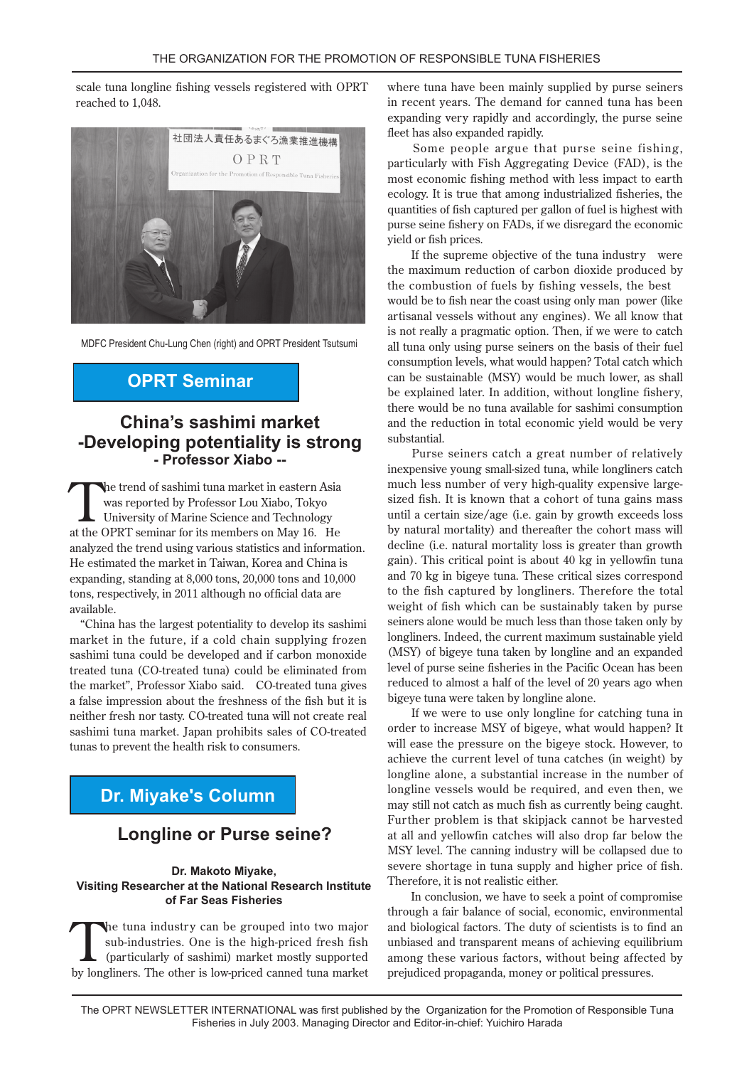scale tuna longline fishing vessels registered with OPRT reached to 1,048.

MDFC President Chu-Lung Chen (right) and OPRT President Tsutsumi

## OPRT Seminar

### China's sashimi market -Developing potentiality is strong

**- Professor Xiabo --**

The trend of sashimi tuna market in eastern Asia was reported by Professor Lou Xiabo, Tokyo University of Marine Science and Technology at the OPRT seminar for its members on May 16. He analyzed the trend using various statistics and information. He estimated the market in Taiwan, Korea and China is expanding, standing at 8,000 tons, 20,000 tons and 10,000 tons, respectively, in 2011 although no official data are available.

"China has the largest potentiality to develop its sashimi market in the future, if a cold chain supplying frozen sashimi tuna could be developed and if carbon monoxide treated tuna (CO-treated tuna) could be eliminated from the market", Professor Xiabo said. CO-treated tuna gives a false impression about the freshness of the fish but it is neither fresh nor tasty. CO-treated tuna will not create real sashimi tuna market. Japan prohibits sales of CO-treated tunas to prevent the health risk to consumers.

## Dr. Miyake's Column

### Longline or Purse seine?

**Dr. Makoto Miyake, Visiting Researcher at the National Research Institute of Far Seas Fisheries**

The tuna industry can be grouped into two major sub-industries. One is the high-priced fresh fish (particularly of sashimi) market mostly supported by longliners. The other is low-priced canned tuna market where tuna have been mainly supplied by purse seiners in recent years. The demand for canned tuna has been expanding very rapidly and accordingly, the purse seine fleet has also expanded rapidly.

Some people argue that purse seine fishing, particularly with Fish Aggregating Device (FAD), is the most economic fishing method with less impact to earth ecology. It is true that among industrialized fisheries, the quantities of fish captured per gallon of fuel is highest with purse seine fishery on FADs, if we disregard the economic yield or fish prices.

If the supreme objective of the tuna industry were the maximum reduction of carbon dioxide produced by the combustion of fuels by fishing vessels, the best would be to fish near the coast using only man power (like artisanal vessels without any engines). We all know that is not really a pragmatic option. Then, if we were to catch all tuna only using purse seiners on the basis of their fuel consumption levels, what would happen? Total catch which can be sustainable (MSY) would be much lower, as shall be explained later. In addition, without longline fishery, there would be no tuna available for sashimi consumption and the reduction in total economic yield would be very substantial.

Purse seiners catch a great number of relatively inexpensive young small-sized tuna, while longliners catch much less number of very high-quality expensive large-sized fish. It is known that a cohort of tuna gains mass until a certain size/age (i.e. gain by growth exceeds loss by natural mortality) and thereafter the cohort mass will decline (i.e. natural mortality loss is greater than growth gain). This critical point is about 40 kg in yellowfin tuna and 70 kg in bigeye tuna. These critical sizes correspond to the fish captured by longliners. Therefore the total weight of fish which can be sustainably taken by purse seiners alone would be much less than those taken only by longliners. Indeed, the current maximum sustainable yield (MSY) of bigeye tuna taken by longline and an expanded level of purse seine fisheries in the Pacific Ocean has been reduced to almost a half of the level of 20 years ago when bigeye tuna were taken by longline alone.

If we were to use only longline for catching tuna in order to increase MSY of bigeye, what would happen? It will ease the pressure on the bigeye stock. However, to achieve the current level of tuna catches (in weight) by longline alone, a substantial increase in the number of longline vessels would be required, and even then, we may still not catch as much fish as currently being caught. Further problem is that skipjack cannot be harvested at all and yellowfin catches will also drop far below the MSY level. The canning industry will be collapsed due to severe shortage in tuna supply and higher price of fish. Therefore, it is not realistic either.

In conclusion, we have to seek a point of compromise through a fair balance of social, economic, environmental and biological factors. The duty of scientists is to find an unbiased and transparent means of achieving equilibrium among these various factors, without being affected by prejudiced propaganda, money or political pressures.

The OPRT NEWSLETTER INTERNATIONAL was first published by the Organization for the Promotion of Responsible Tuna Fisheries in July 2003. Managing Director and Editor-in-chief: Yuichiro Harada